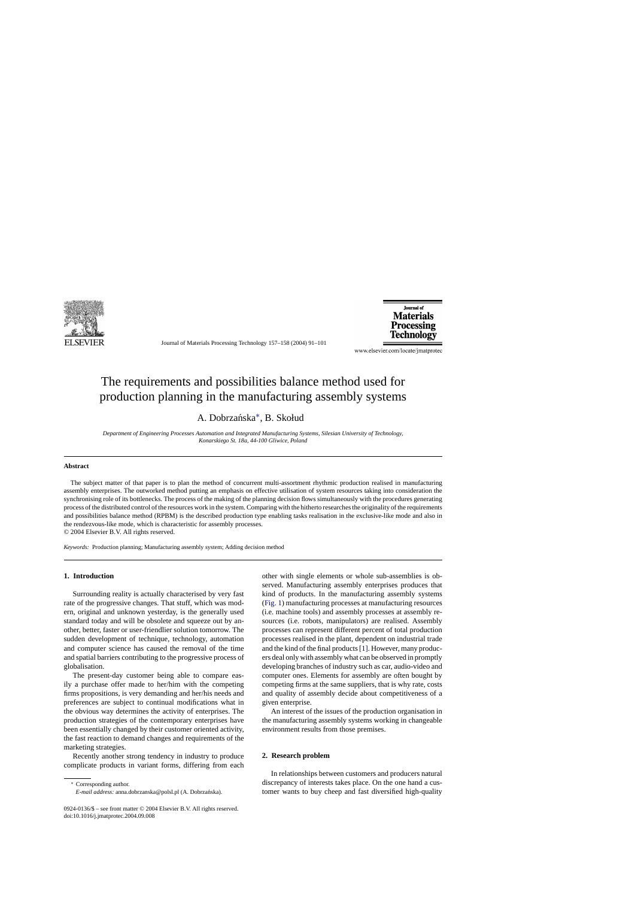# The requirements and possibilities balance method used for production planning in the manufacturing assembly systems

A. Dobrzańska*, B. Skołud

*Department of Engineering Processes Automation and Integrated Manufacturing Systems, Silesian University of Technology, Konarskiego St. 18a, 44-100 Gliwice, Poland*

## Abstract

The subject matter of that paper is to plan the method of concurrent multi-assortment rhythmic production realised in manufacturing assembly enterprises. The outworked method putting an emphasis on effective utilisation of system resources taking into consideration the synchronising role of its bottlenecks. The process of the making of the planning decision flows simultaneously with the procedures generating process of the distributed control of the resources work in the system. Comparing with the hitherto researches the originality of the requirements and possibilities balance method (RPBM) is the described production type enabling tasks realisation in the exclusive-like mode and also in the rendezvous-like mode, which is characteristic for assembly processes.

© 2004 Elsevier B.V. All rights reserved.

*Keywords:* Production planning; Manufacturing assembly system; Adding decision method

## 1. Introduction

Surrounding reality is actually characterised by very fast rate of the progressive changes. That stuff, which was modern, original and unknown yesterday, is the generally used standard today and will be obsolete and squeeze out by another, better, faster or user-friendlier solution tomorrow. The sudden development of technique, technology, automation and computer science has caused the removal of the time and spatial barriers contributing to the progressive process of globalisation.

The present-day customer being able to compare easily a purchase offer made to her/him with the competing firms propositions, is very demanding and her/his needs and preferences are subject to continual modifications what in the obvious way determines the activity of enterprises. The production strategies of the contemporary enterprises have been essentially changed by their customer oriented activity, the fast reaction to demand changes and requirements of the marketing strategies.

Recently another strong tendency in industry to produce complicate products in variant forms, differing from each other with single elements or whole sub-assemblies is observed. Manufacturing assembly enterprises produces that kind of products. In the manufacturing assembly systems (Fig. 1) manufacturing processes at manufacturing resources (i.e. machine tools) and assembly processes at assembly resources (i.e. robots, manipulators) are realised. Assembly processes can represent different percent of total production processes realised in the plant, dependent on industrial trade and the kind of the final products [1]. However, many producers deal only with assembly what can be observed in promptly developing branches of industry such as car, audio-video and computer ones. Elements for assembly are often bought by competing firms at the same suppliers, that is why rate, costs and quality of assembly decide about competitiveness of a given enterprise.

An interest of the issues of the production organisation in the manufacturing assembly systems working in changeable environment results from those premises.

## 2. Research problem

In relationships between customers and producers natural discrepancy of interests takes place. On the one hand a customer wants to buy cheep and fast diversified high-quality

---

* Corresponding author.
*E-mail address:* anna.dobrzanska@polsl.pl (A. Dobrzańska).

0924-0136/$ – see front matter © 2004 Elsevier B.V. All rights reserved.
doi:10.1016/j.jmatprotec.2004.09.008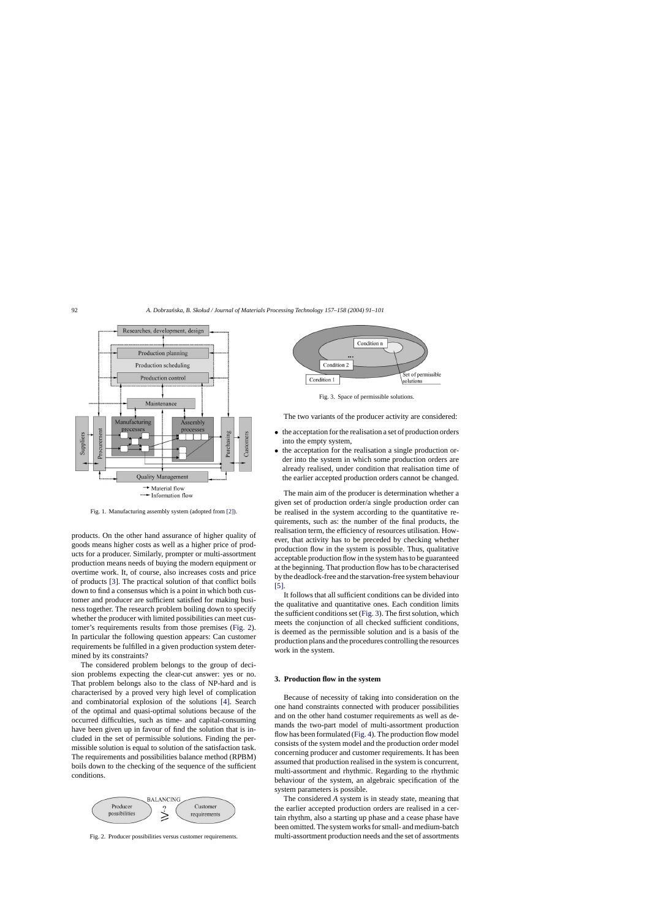Fig. 1. Manufacturing assembly system (adopted from [2]).

products. On the other hand assurance of higher quality of goods means higher costs as well as a higher price of products for a producer. Similarly, prompter or multi-assortment production means needs of buying the modern equipment or overtime work. It, of course, also increases costs and price of products [3]. The practical solution of that conflict boils down to find a consensus which is a point in which both customer and producer are sufficient satisfied for making business together. The research problem boiling down to specify whether the producer with limited possibilities can meet customer's requirements results from those premises (Fig. 2). In particular the following question appears: Can customer requirements be fulfilled in a given production system determined by its constraints?

The considered problem belongs to the group of decision problems expecting the clear-cut answer: yes or no. That problem belongs also to the class of NP-hard and is characterised by a proved very high level of complication and combinatorial explosion of the solutions [4]. Search of the optimal and quasi-optimal solutions because of the occurred difficulties, such as time- and capital-consuming have been given up in favour of find the solution that is included in the set of permissible solutions. Finding the permissible solution is equal to solution of the satisfaction task. The requirements and possibilities balance method (RPBM) boils down to the checking of the sequence of the sufficient conditions.

Fig. 2. Producer possibilities versus customer requirements.

Fig. 3. Space of permissible solutions.

The two variants of the producer activity are considered:

- the acceptation for the realisation a set of production orders into the empty system,
- the acceptation for the realisation a single production order into the system in which some production orders are already realised, under condition that realisation time of the earlier accepted production orders cannot be changed.

The main aim of the producer is determination whether a given set of production order/a single production order can be realised in the system according to the quantitative requirements, such as: the number of the final products, the realisation term, the efficiency of resources utilisation. However, that activity has to be preceded by checking whether production flow in the system is possible. Thus, qualitative acceptable production flow in the system has to be guaranteed at the beginning. That production flow has to be characterised by the deadlock-free and the starvation-free system behaviour [5].

It follows that all sufficient conditions can be divided into the qualitative and quantitative ones. Each condition limits the sufficient conditions set (Fig. 3). The first solution, which meets the conjunction of all checked sufficient conditions, is deemed as the permissible solution and is a basis of the production plans and the procedures controlling the resources work in the system.

## 3. Production flow in the system

Because of necessity of taking into consideration on the one hand constraints connected with producer possibilities and on the other hand costumer requirements as well as demands the two-part model of multi-assortment production flow has been formulated (Fig. 4). The production flow model consists of the system model and the production order model concerning producer and customer requirements. It has been assumed that production realised in the system is concurrent, multi-assortment and rhythmic. Regarding to the rhythmic behaviour of the system, an algebraic specification of the system parameters is possible.

The considered *A* system is in steady state, meaning that the earlier accepted production orders are realised in a certain rhythm, also a starting up phase and a cease phase have been omitted. The system works for small- and medium-batch multi-assortment production needs and the set of assortments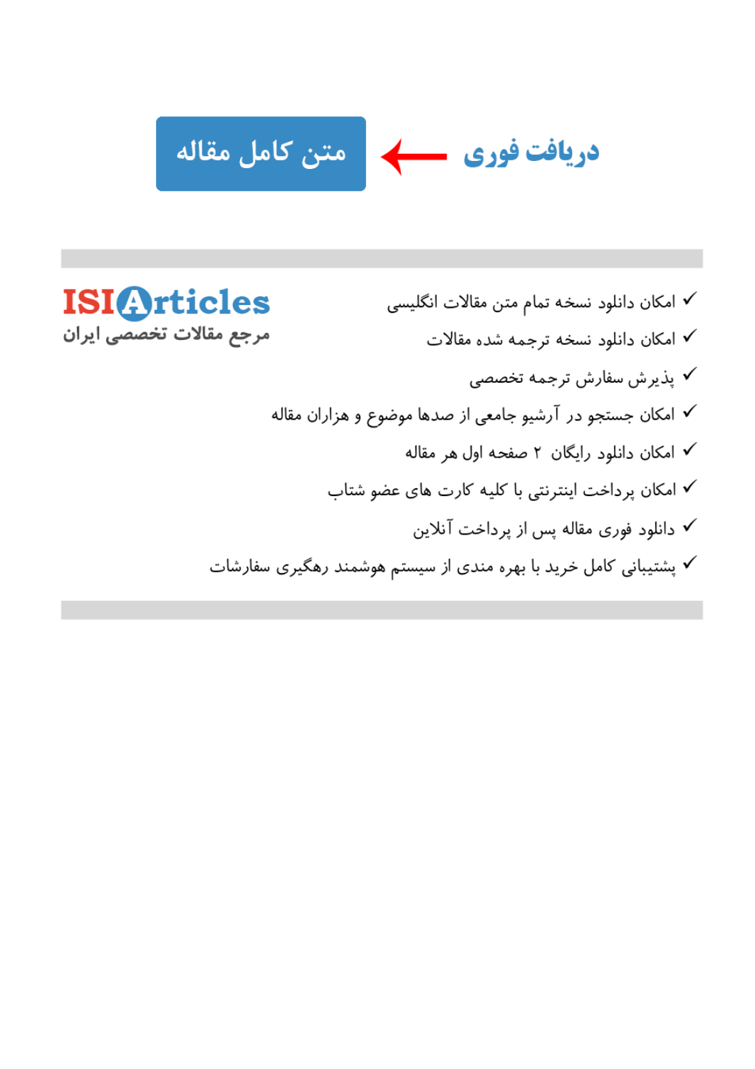دریافت فوری ← **متن کامل مقاله**

**ISIArticles**
مرجع مقالات تخصصی ایران

- ✓ امکان دانلود نسخه تمام متن مقالات انگلیسی
- ✓ امکان دانلود نسخه ترجمه شده مقالات
- ✓ پذیرش سفارش ترجمه تخصصی
- ✓ امکان جستجو در آرشیو جامعی از صدها موضوع و هزاران مقاله
- ✓ امکان دانلود رایگان ۲ صفحه اول هر مقاله
- ✓ امکان پرداخت اینترنتی با کلیه کارت های عضو شتاب
- ✓ دانلود فوری مقاله پس از پرداخت آنلاین
- ✓ پشتیبانی کامل خرید با بهره مندی از سیستم هوشمند رهگیری سفارشات